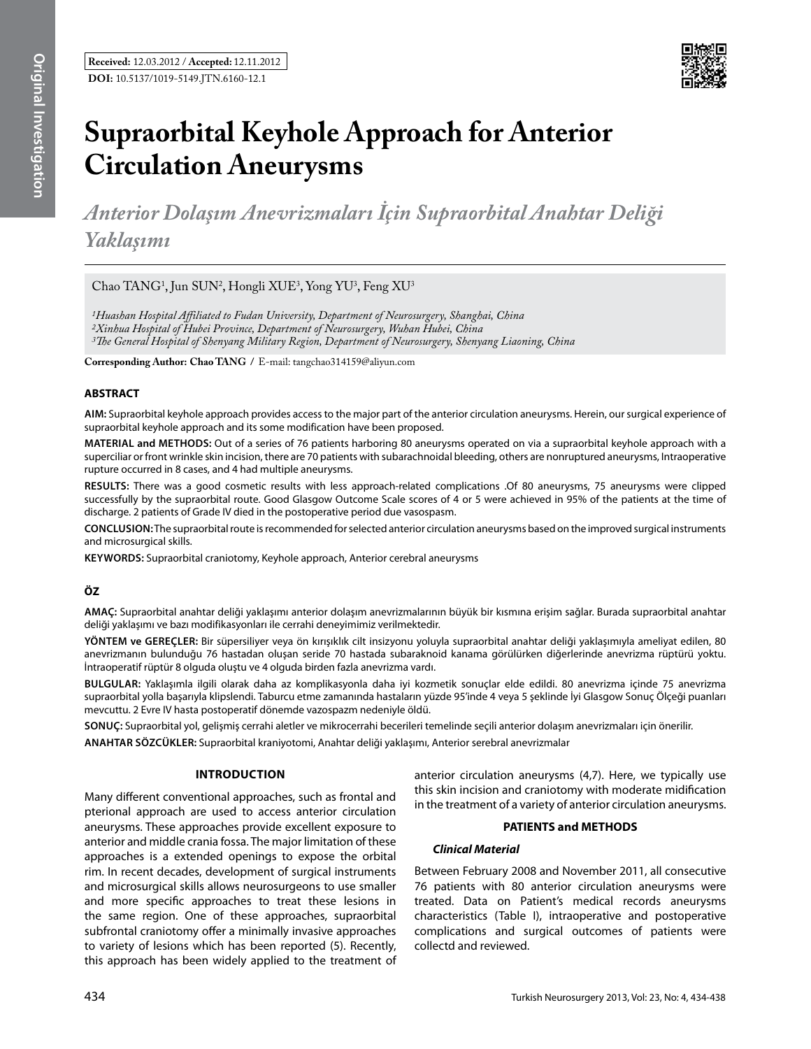**Received:** 12.03.2012 / **Accepted:** 12.11.2012

**DOI:** 10.5137/1019-5149.JTN.6160-12.1

# Supraorbital Keyhole Approach for Anterior Circulation Aneurysms

## *Anterior Dolaşım Anevrizmaları İçin Supraorbital Anahtar Deliği Yaklaşımı*

Chao TANG[1], Jun SUN[2], Hongli XUE[3], Yong YU[3], Feng XU[3]

*[1]Huashan Hospital Affiliated to Fudan University, Department of Neurosurgery, Shanghai, China*
*[2]Xinhua Hospital of Hubei Province, Department of Neurosurgery, Wuhan Hubei, China*
*[3]The General Hospital of Shenyang Military Region, Department of Neurosurgery, Shenyang Liaoning, China*

**Corresponding Author: Chao TANG /** E-mail: tangchao314159@aliyun.com

### ABSTRACT

**AIM:** Supraorbital keyhole approach provides access to the major part of the anterior circulation aneurysms. Herein, our surgical experience of supraorbital keyhole approach and its some modification have been proposed.

**MATERIAL and METHODS:** Out of a series of 76 patients harboring 80 aneurysms operated on via a supraorbital keyhole approach with a superciliar or front wrinkle skin incision, there are 70 patients with subarachnoidal bleeding, others are nonruptured aneurysms, Intraoperative rupture occurred in 8 cases, and 4 had multiple aneurysms.

**RESULTS:** There was a good cosmetic results with less approach-related complications .Of 80 aneurysms, 75 aneurysms were clipped successfully by the supraorbital route. Good Glasgow Outcome Scale scores of 4 or 5 were achieved in 95% of the patients at the time of discharge. 2 patients of Grade IV died in the postoperative period due vasospasm.

**CONCLUSION:** The supraorbital route is recommended for selected anterior circulation aneurysms based on the improved surgical instruments and microsurgical skills.

**KEYWORDS:** Supraorbital craniotomy, Keyhole approach, Anterior cerebral aneurysms

### ÖZ

**AMAÇ:** Supraorbital anahtar deliği yaklaşımı anterior dolaşım anevrizmalarının büyük bir kısmına erişim sağlar. Burada supraorbital anahtar deliği yaklaşımı ve bazı modifikasyonları ile cerrahi deneyimimiz verilmektedir.

**YÖNTEM ve GEREÇLER:** Bir süpersiliyer veya ön kırışıklık cilt insizyonu yoluyla supraorbital anahtar deliği yaklaşımıyla ameliyat edilen, 80 anevrizmanın bulunduğu 76 hastadan oluşan seride 70 hastada subaraknoid kanama görülürken diğerlerinde anevrizma rüptürü yoktu. İntraoperatif rüptür 8 olguda oluştu ve 4 olguda birden fazla anevrizma vardı.

**BULGULAR:** Yaklaşımla ilgili olarak daha az komplikasyonla daha iyi kozmetik sonuçlar elde edildi. 80 anevrizma içinde 75 anevrizma supraorbital yolla başarıyla klipslendi. Taburcu etme zamanında hastaların yüzde 95'inde 4 veya 5 şeklinde İyi Glasgow Sonuç Ölçeği puanları mevcuttu. 2 Evre IV hasta postoperatif dönemde vazospazm nedeniyle öldü.

**SONUÇ:** Supraorbital yol, gelişmiş cerrahi aletler ve mikrocerrahi becerileri temelinde seçili anterior dolaşım anevrizmaları için önerilir.

**ANAHTAR SÖZCÜKLER:** Supraorbital kraniyotomi, Anahtar deliği yaklaşımı, Anterior serebral anevrizmalar

### INTRODUCTION

Many different conventional approaches, such as frontal and pterional approach are used to access anterior circulation aneurysms. These approaches provide excellent exposure to anterior and middle crania fossa. The major limitation of these approaches is a extended openings to expose the orbital rim. In recent decades, development of surgical instruments and microsurgical skills allows neurosurgeons to use smaller and more specific approaches to treat these lesions in the same region. One of these approaches, supraorbital subfrontal craniotomy offer a minimally invasive approaches to variety of lesions which has been reported (5). Recently, this approach has been widely applied to the treatment of anterior circulation aneurysms (4,7). Here, we typically use this skin incision and craniotomy with moderate midification in the treatment of a variety of anterior circulation aneurysms.

### PATIENTS and METHODS

#### *Clinical Material*

Between February 2008 and November 2011, all consecutive 76 patients with 80 anterior circulation aneurysms were treated. Data on Patient's medical records aneurysms characteristics (Table I), intraoperative and postoperative complications and surgical outcomes of patients were collectd and reviewed.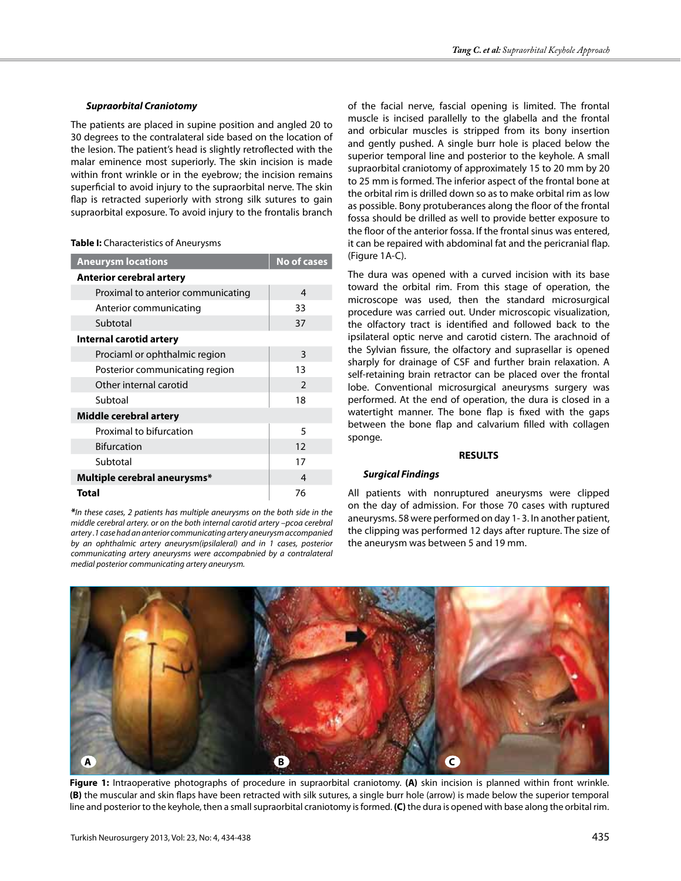### Supraorbital Craniotomy

The patients are placed in supine position and angled 20 to 30 degrees to the contralateral side based on the location of the lesion. The patient's head is slightly retroflected with the malar eminence most superiorly. The skin incision is made within front wrinkle or in the eyebrow; the incision remains superficial to avoid injury to the supraorbital nerve. The skin flap is retracted superiorly with strong silk sutures to gain supraorbital exposure. To avoid injury to the frontalis branch of the facial nerve, fascial opening is limited. The frontal muscle is incised parallelly to the glabella and the frontal and orbicular muscles is stripped from its bony insertion and gently pushed. A single burr hole is placed below the superior temporal line and posterior to the keyhole. A small supraorbital craniotomy of approximately 15 to 20 mm by 20 to 25 mm is formed. The inferior aspect of the frontal bone at the orbital rim is drilled down so as to make orbital rim as low as possible. Bony protuberances along the floor of the frontal fossa should be drilled as well to provide better exposure to the floor of the anterior fossa. If the frontal sinus was entered, it can be repaired with abdominal fat and the pericranial flap. (Figure 1A-C).

**Table I:** Characteristics of Aneurysms

| Aneurysm locations | No of cases |
|---|---|
| **Anterior cerebral artery** | |
| Proximal to anterior communicating | 4 |
| Anterior communicating | 33 |
| Subtotal | 37 |
| **Internal carotid artery** | |
| Prociaml or ophthalmic region | 3 |
| Posterior communicating region | 13 |
| Other internal carotid | 2 |
| Subtoal | 18 |
| **Middle cerebral artery** | |
| Proximal to bifurcation | 5 |
| Bifurcation | 12 |
| Subtotal | 17 |
| **Multiple cerebral aneurysms*** | 4 |
| **Total** | 76 |

*\*In these cases, 2 patients has multiple aneurysms on the both side in the middle cerebral artery. or on the both internal carotid artery –pcoa cerebral artery .1 case had an anterior communicating artery aneurysm accompanied by an ophthalmic artery aneurysm(ipsilateral) and in 1 cases, posterior communicating artery aneurysms were accompabnied by a contralateral medial posterior communicating artery aneurysm.*

The dura was opened with a curved incision with its base toward the orbital rim. From this stage of operation, the microscope was used, then the standard microsurgical procedure was carried out. Under microscopic visualization, the olfactory tract is identified and followed back to the ipsilateral optic nerve and carotid cistern. The arachnoid of the Sylvian fissure, the olfactory and suprasellar is opened sharply for drainage of CSF and further brain relaxation. A self-retaining brain retractor can be placed over the frontal lobe. Conventional microsurgical aneurysms surgery was performed. At the end of operation, the dura is closed in a watertight manner. The bone flap is fixed with the gaps between the bone flap and calvarium filled with collagen sponge.

## RESULTS

### Surgical Findings

All patients with nonruptured aneurysms were clipped on the day of admission. For those 70 cases with ruptured aneurysms. 58 were performed on day 1- 3. In another patient, the clipping was performed 12 days after rupture. The size of the aneurysm was between 5 and 19 mm.

**Figure 1:** Intraoperative photographs of procedure in supraorbital craniotomy. **(A)** skin incision is planned within front wrinkle. **(B)** the muscular and skin flaps have been retracted with silk sutures, a single burr hole (arrow) is made below the superior temporal line and posterior to the keyhole, then a small supraorbital craniotomy is formed. **(C)** the dura is opened with base along the orbital rim.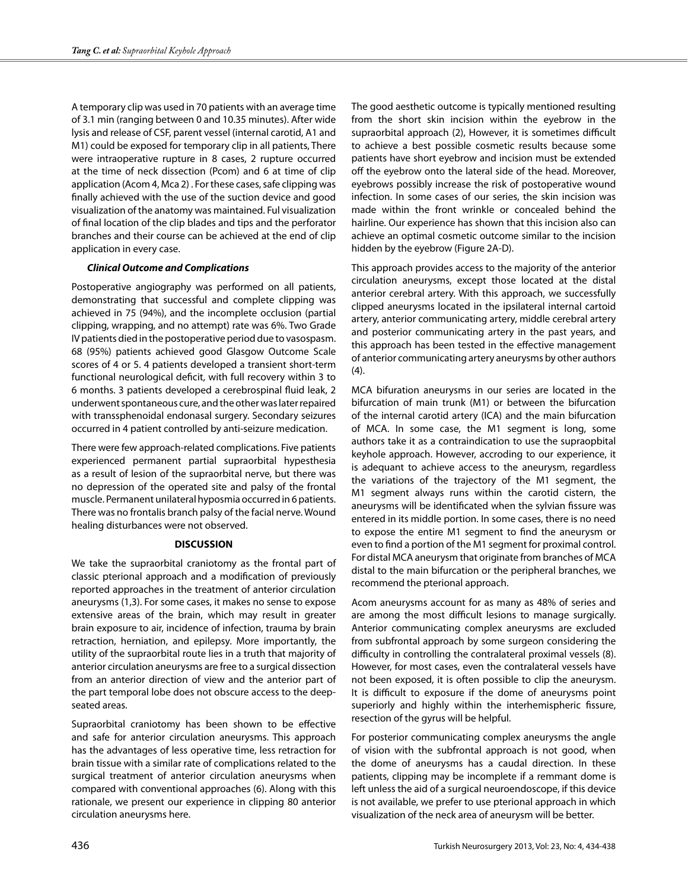A temporary clip was used in 70 patients with an average time of 3.1 min (ranging between 0 and 10.35 minutes). After wide lysis and release of CSF, parent vessel (internal carotid, A1 and M1) could be exposed for temporary clip in all patients, There were intraoperative rupture in 8 cases, 2 rupture occurred at the time of neck dissection (Pcom) and 6 at time of clip application (Acom 4, Mca 2) . For these cases, safe clipping was finally achieved with the use of the suction device and good visualization of the anatomy was maintained. Ful visualization of final location of the clip blades and tips and the perforator branches and their course can be achieved at the end of clip application in every case.

#### *Clinical Outcome and Complications*

Postoperative angiography was performed on all patients, demonstrating that successful and complete clipping was achieved in 75 (94%), and the incomplete occlusion (partial clipping, wrapping, and no attempt) rate was 6%. Two Grade IV patients died in the postoperative period due to vasospasm. 68 (95%) patients achieved good Glasgow Outcome Scale scores of 4 or 5. 4 patients developed a transient short-term functional neurological deficit, with full recovery within 3 to 6 months. 3 patients developed a cerebrospinal fluid leak, 2 underwent spontaneous cure, and the other was later repaired with transsphenoidal endonasal surgery. Secondary seizures occurred in 4 patient controlled by anti-seizure medication.

There were few approach-related complications. Five patients experienced permanent partial supraorbital hypesthesia as a result of lesion of the supraorbital nerve, but there was no depression of the operated site and palsy of the frontal muscle. Permanent unilateral hyposmia occurred in 6 patients. There was no frontalis branch palsy of the facial nerve. Wound healing disturbances were not observed.

## DISCUSSION

We take the supraorbital craniotomy as the frontal part of classic pterional approach and a modification of previously reported approaches in the treatment of anterior circulation aneurysms (1,3). For some cases, it makes no sense to expose extensive areas of the brain, which may result in greater brain exposure to air, incidence of infection, trauma by brain retraction, herniation, and epilepsy. More importantly, the utility of the supraorbital route lies in a truth that majority of anterior circulation aneurysms are free to a surgical dissection from an anterior direction of view and the anterior part of the part temporal lobe does not obscure access to the deep-seated areas.

Supraorbital craniotomy has been shown to be effective and safe for anterior circulation aneurysms. This approach has the advantages of less operative time, less retraction for brain tissue with a similar rate of complications related to the surgical treatment of anterior circulation aneurysms when compared with conventional approaches (6). Along with this rationale, we present our experience in clipping 80 anterior circulation aneurysms here.

The good aesthetic outcome is typically mentioned resulting from the short skin incision within the eyebrow in the supraorbital approach (2), However, it is sometimes difficult to achieve a best possible cosmetic results because some patients have short eyebrow and incision must be extended off the eyebrow onto the lateral side of the head. Moreover, eyebrows possibly increase the risk of postoperative wound infection. In some cases of our series, the skin incision was made within the front wrinkle or concealed behind the hairline. Our experience has shown that this incision also can achieve an optimal cosmetic outcome similar to the incision hidden by the eyebrow (Figure 2A-D).

This approach provides access to the majority of the anterior circulation aneurysms, except those located at the distal anterior cerebral artery. With this approach, we successfully clipped aneurysms located in the ipsilateral internal cartoid artery, anterior communicating artery, middle cerebral artery and posterior communicating artery in the past years, and this approach has been tested in the effective management of anterior communicating artery aneurysms by other authors (4).

MCA bifuration aneurysms in our series are located in the bifurcation of main trunk (M1) or between the bifurcation of the internal carotid artery (ICA) and the main bifurcation of MCA. In some case, the M1 segment is long, some authors take it as a contraindication to use the supraopbital keyhole approach. However, accroding to our experience, it is adequant to achieve access to the aneurysm, regardless the variations of the trajectory of the M1 segment, the M1 segment always runs within the carotid cistern, the aneurysms will be identificated when the sylvian fissure was entered in its middle portion. In some cases, there is no need to expose the entire M1 segment to find the aneurysm or even to find a portion of the M1 segment for proximal control. For distal MCA aneurysm that originate from branches of MCA distal to the main bifurcation or the peripheral branches, we recommend the pterional approach.

Acom aneurysms account for as many as 48% of series and are among the most difficult lesions to manage surgically. Anterior communicating complex aneurysms are excluded from subfrontal approach by some surgeon considering the difficulty in controlling the contralateral proximal vessels (8). However, for most cases, even the contralateral vessels have not been exposed, it is often possible to clip the aneurysm. It is difficult to exposure if the dome of aneurysms point superiorly and highly within the interhemispheric fissure, resection of the gyrus will be helpful.

For posterior communicating complex aneurysms the angle of vision with the subfrontal approach is not good, when the dome of aneurysms has a caudal direction. In these patients, clipping may be incomplete if a remmant dome is left unless the aid of a surgical neuroendoscope, if this device is not available, we prefer to use pterional approach in which visualization of the neck area of aneurysm will be better.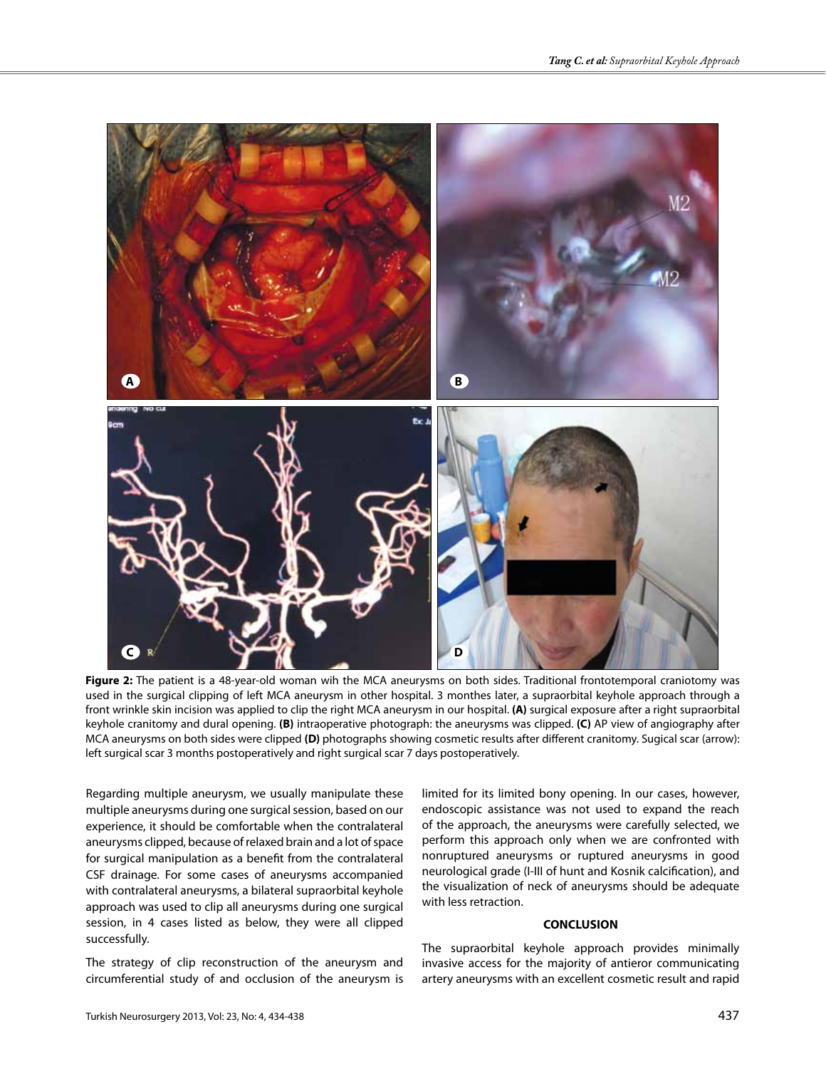**Figure 2:** The patient is a 48-year-old woman wih the MCA aneurysms on both sides. Traditional frontotemporal craniotomy was used in the surgical clipping of left MCA aneurysm in other hospital. 3 monthes later, a supraorbital keyhole approach through a front wrinkle skin incision was applied to clip the right MCA aneurysm in our hospital. **(A)** surgical exposure after a right supraorbital keyhole cranitomy and dural opening. **(B)** intraoperative photograph: the aneurysms was clipped. **(C)** AP view of angiography after MCA aneurysms on both sides were clipped **(D)** photographs showing cosmetic results after different cranitomy. Sugical scar (arrow): left surgical scar 3 months postoperatively and right surgical scar 7 days postoperatively.

Regarding multiple aneurysm, we usually manipulate these multiple aneurysms during one surgical session, based on our experience, it should be comfortable when the contralateral aneurysms clipped, because of relaxed brain and a lot of space for surgical manipulation as a benefit from the contralateral CSF drainage. For some cases of aneurysms accompanied with contralateral aneurysms, a bilateral supraorbital keyhole approach was used to clip all aneurysms during one surgical session, in 4 cases listed as below, they were all clipped successfully.

The strategy of clip reconstruction of the aneurysm and circumferential study of and occlusion of the aneurysm is limited for its limited bony opening. In our cases, however, endoscopic assistance was not used to expand the reach of the approach, the aneurysms were carefully selected, we perform this approach only when we are confronted with nonruptured aneurysms or ruptured aneurysms in good neurological grade (I-III of hunt and Kosnik calcification), and the visualization of neck of aneurysms should be adequate with less retraction.

## CONCLUSION

The supraorbital keyhole approach provides minimally invasive access for the majority of antieror communicating artery aneurysms with an excellent cosmetic result and rapid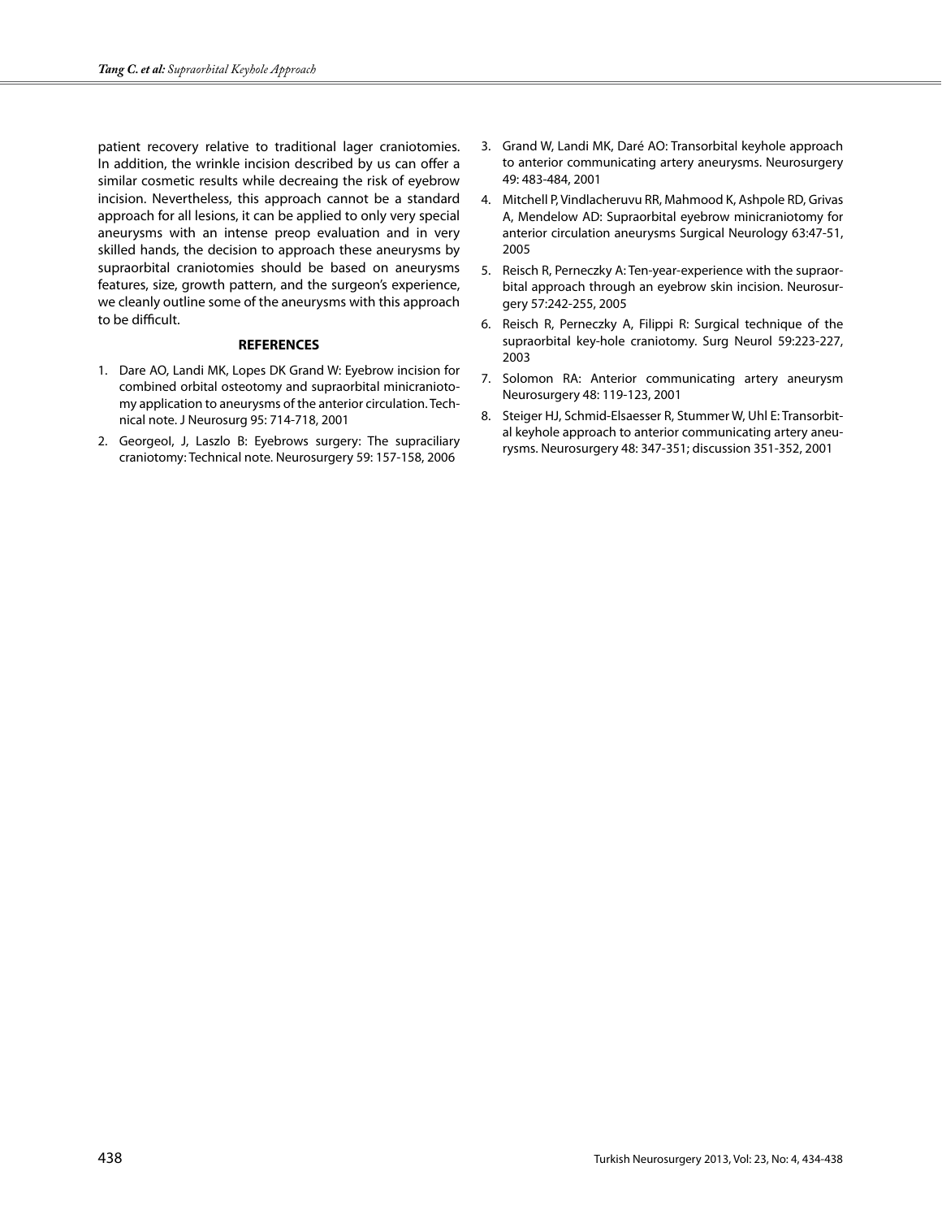patient recovery relative to traditional lager craniotomies. In addition, the wrinkle incision described by us can offer a similar cosmetic results while decreaing the risk of eyebrow incision. Nevertheless, this approach cannot be a standard approach for all lesions, it can be applied to only very special aneurysms with an intense preop evaluation and in very skilled hands, the decision to approach these aneurysms by supraorbital craniotomies should be based on aneurysms features, size, growth pattern, and the surgeon's experience, we cleanly outline some of the aneurysms with this approach to be difficult.

## REFERENCES

1. Dare AO, Landi MK, Lopes DK Grand W: Eyebrow incision for combined orbital osteotomy and supraorbital minicraniotomy application to aneurysms of the anterior circulation. Technical note. J Neurosurg 95: 714-718, 2001
2. Georgeol, J, Laszlo B: Eyebrows surgery: The supraciliary craniotomy: Technical note. Neurosurgery 59: 157-158, 2006
3. Grand W, Landi MK, Daré AO: Transorbital keyhole approach to anterior communicating artery aneurysms. Neurosurgery 49: 483-484, 2001
4. Mitchell P, Vindlacheruvu RR, Mahmood K, Ashpole RD, Grivas A, Mendelow AD: Supraorbital eyebrow minicraniotomy for anterior circulation aneurysms Surgical Neurology 63:47-51, 2005
5. Reisch R, Perneczky A: Ten-year-experience with the supraorbital approach through an eyebrow skin incision. Neurosurgery 57:242-255, 2005
6. Reisch R, Perneczky A, Filippi R: Surgical technique of the supraorbital key-hole craniotomy. Surg Neurol 59:223-227, 2003
7. Solomon RA: Anterior communicating artery aneurysm Neurosurgery 48: 119-123, 2001
8. Steiger HJ, Schmid-Elsaesser R, Stummer W, Uhl E: Transorbital keyhole approach to anterior communicating artery aneurysms. Neurosurgery 48: 347-351; discussion 351-352, 2001